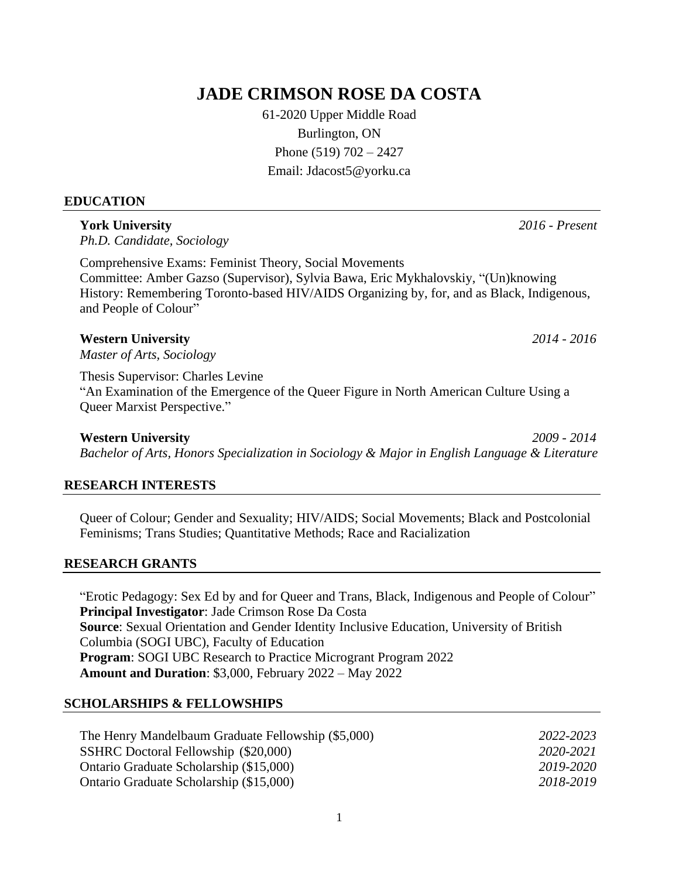# JADE CRIMSON ROSE DA COSTA

61-2020 Upper Middle Road
Burlington, ON
Phone (519) 702 – 2427
Email: Jdacost5@yorku.ca

## EDUCATION

**York University** *2016 - Present*
*Ph.D. Candidate, Sociology*

Comprehensive Exams: Feminist Theory, Social Movements
Committee: Amber Gazso (Supervisor), Sylvia Bawa, Eric Mykhalovskiy, "(Un)knowing History: Remembering Toronto-based HIV/AIDS Organizing by, for, and as Black, Indigenous, and People of Colour"

**Western University** *2014 - 2016*
*Master of Arts, Sociology*

Thesis Supervisor: Charles Levine
"An Examination of the Emergence of the Queer Figure in North American Culture Using a Queer Marxist Perspective."

**Western University** *2009 - 2014*
*Bachelor of Arts, Honors Specialization in Sociology & Major in English Language & Literature*

## RESEARCH INTERESTS

Queer of Colour; Gender and Sexuality; HIV/AIDS; Social Movements; Black and Postcolonial Feminisms; Trans Studies; Quantitative Methods; Race and Racialization

## RESEARCH GRANTS

"Erotic Pedagogy: Sex Ed by and for Queer and Trans, Black, Indigenous and People of Colour"
**Principal Investigator**: Jade Crimson Rose Da Costa
**Source**: Sexual Orientation and Gender Identity Inclusive Education, University of British Columbia (SOGI UBC), Faculty of Education
**Program**: SOGI UBC Research to Practice Microgrant Program 2022
**Amount and Duration**: $3,000, February 2022 – May 2022

## SCHOLARSHIPS & FELLOWSHIPS

The Henry Mandelbaum Graduate Fellowship ($5,000) *2022-2023*
SSHRC Doctoral Fellowship ($20,000) *2020-2021*
Ontario Graduate Scholarship ($15,000) *2019-2020*
Ontario Graduate Scholarship ($15,000) *2018-2019*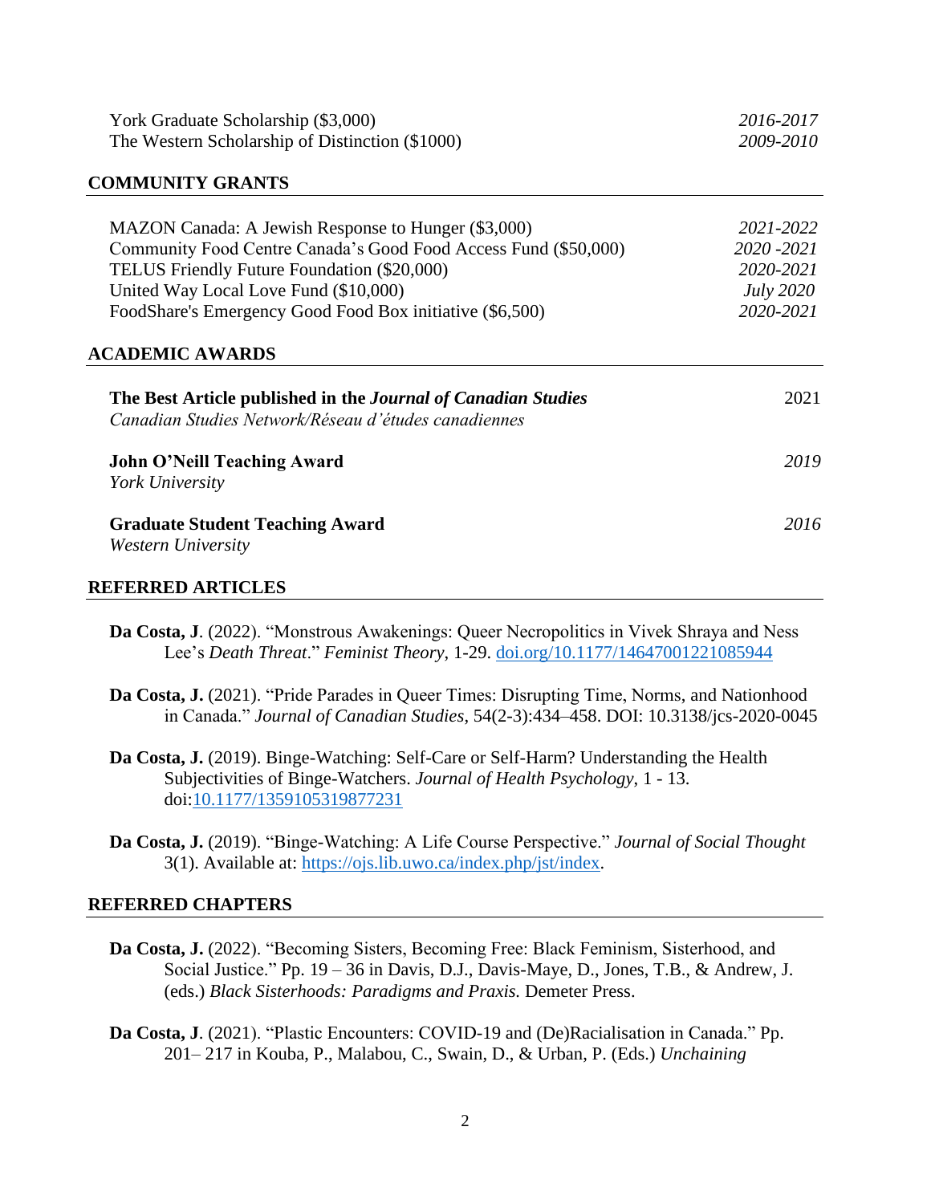York Graduate Scholarship ($3,000) *2016-2017*
The Western Scholarship of Distinction ($1000) *2009-2010*

## COMMUNITY GRANTS

MAZON Canada: A Jewish Response to Hunger ($3,000) *2021-2022*
Community Food Centre Canada's Good Food Access Fund ($50,000) *2020 -2021*
TELUS Friendly Future Foundation ($20,000) *2020-2021*
United Way Local Love Fund ($10,000) *July 2020*
FoodShare's Emergency Good Food Box initiative ($6,500) *2020-2021*

## ACADEMIC AWARDS

**The Best Article published in the *Journal of Canadian Studies*** 2021
*Canadian Studies Network/Réseau d'études canadiennes*

**John O'Neill Teaching Award** *2019*
*York University*

**Graduate Student Teaching Award** *2016*
*Western University*

## REFERRED ARTICLES

**Da Costa, J**. (2022). "Monstrous Awakenings: Queer Necropolitics in Vivek Shraya and Ness Lee's *Death Threat*." *Feminist Theory*, 1-29. doi.org/10.1177/14647001221085944

**Da Costa, J.** (2021). "Pride Parades in Queer Times: Disrupting Time, Norms, and Nationhood in Canada." *Journal of Canadian Studies*, 54(2-3):434–458. DOI: 10.3138/jcs-2020-0045

**Da Costa, J.** (2019). Binge-Watching: Self-Care or Self-Harm? Understanding the Health Subjectivities of Binge-Watchers. *Journal of Health Psychology*, 1 - 13. doi:10.1177/1359105319877231

**Da Costa, J.** (2019). "Binge-Watching: A Life Course Perspective." *Journal of Social Thought* 3(1). Available at: https://ojs.lib.uwo.ca/index.php/jst/index.

## REFERRED CHAPTERS

**Da Costa, J.** (2022). "Becoming Sisters, Becoming Free: Black Feminism, Sisterhood, and Social Justice." Pp. 19 – 36 in Davis, D.J., Davis-Maye, D., Jones, T.B., & Andrew, J. (eds.) *Black Sisterhoods: Paradigms and Praxis.* Demeter Press.

**Da Costa, J**. (2021). "Plastic Encounters: COVID-19 and (De)Racialisation in Canada." Pp. 201– 217 in Kouba, P., Malabou, C., Swain, D., & Urban, P. (Eds.) *Unchaining*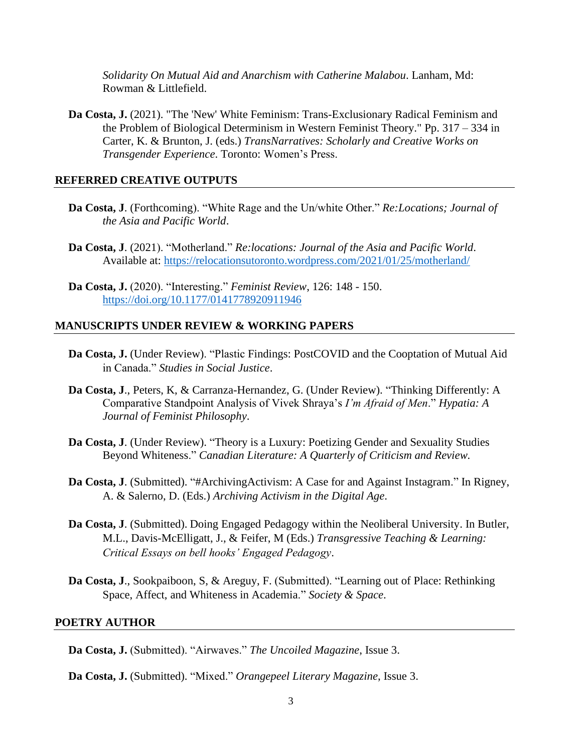*Solidarity On Mutual Aid and Anarchism with Catherine Malabou*. Lanham, Md: Rowman & Littlefield.

**Da Costa, J.** (2021). "The 'New' White Feminism: Trans-Exclusionary Radical Feminism and the Problem of Biological Determinism in Western Feminist Theory." Pp. 317 – 334 in Carter, K. & Brunton, J. (eds.) *TransNarratives: Scholarly and Creative Works on Transgender Experience*. Toronto: Women's Press.

## REFERRED CREATIVE OUTPUTS

**Da Costa, J**. (Forthcoming). "White Rage and the Un/white Other." *Re:Locations; Journal of the Asia and Pacific World*.

**Da Costa, J**. (2021). "Motherland." *Re:locations: Journal of the Asia and Pacific World*. Available at: https://relocationsutoronto.wordpress.com/2021/01/25/motherland/

**Da Costa, J.** (2020). "Interesting." *Feminist Review*, 126: 148 - 150. https://doi.org/10.1177/0141778920911946

## MANUSCRIPTS UNDER REVIEW & WORKING PAPERS

**Da Costa, J.** (Under Review). "Plastic Findings: PostCOVID and the Cooptation of Mutual Aid in Canada." *Studies in Social Justice*.

**Da Costa, J**., Peters, K, & Carranza-Hernandez, G. (Under Review). "Thinking Differently: A Comparative Standpoint Analysis of Vivek Shraya's *I'm Afraid of Men*." *Hypatia: A Journal of Feminist Philosophy*.

**Da Costa, J**. (Under Review). "Theory is a Luxury: Poetizing Gender and Sexuality Studies Beyond Whiteness." *Canadian Literature: A Quarterly of Criticism and Review.*

**Da Costa, J**. (Submitted). "#ArchivingActivism: A Case for and Against Instagram." In Rigney, A. & Salerno, D. (Eds.) *Archiving Activism in the Digital Age*.

**Da Costa, J**. (Submitted). Doing Engaged Pedagogy within the Neoliberal University. In Butler, M.L., Davis-McElligatt, J., & Feifer, M (Eds.) *Transgressive Teaching & Learning: Critical Essays on bell hooks' Engaged Pedagogy*.

**Da Costa, J**., Sookpaiboon, S, & Areguy, F. (Submitted). "Learning out of Place: Rethinking Space, Affect, and Whiteness in Academia." *Society & Space*.

## POETRY AUTHOR

**Da Costa, J.** (Submitted). "Airwaves." *The Uncoiled Magazine*, Issue 3.

**Da Costa, J.** (Submitted). "Mixed." *Orangepeel Literary Magazine*, Issue 3.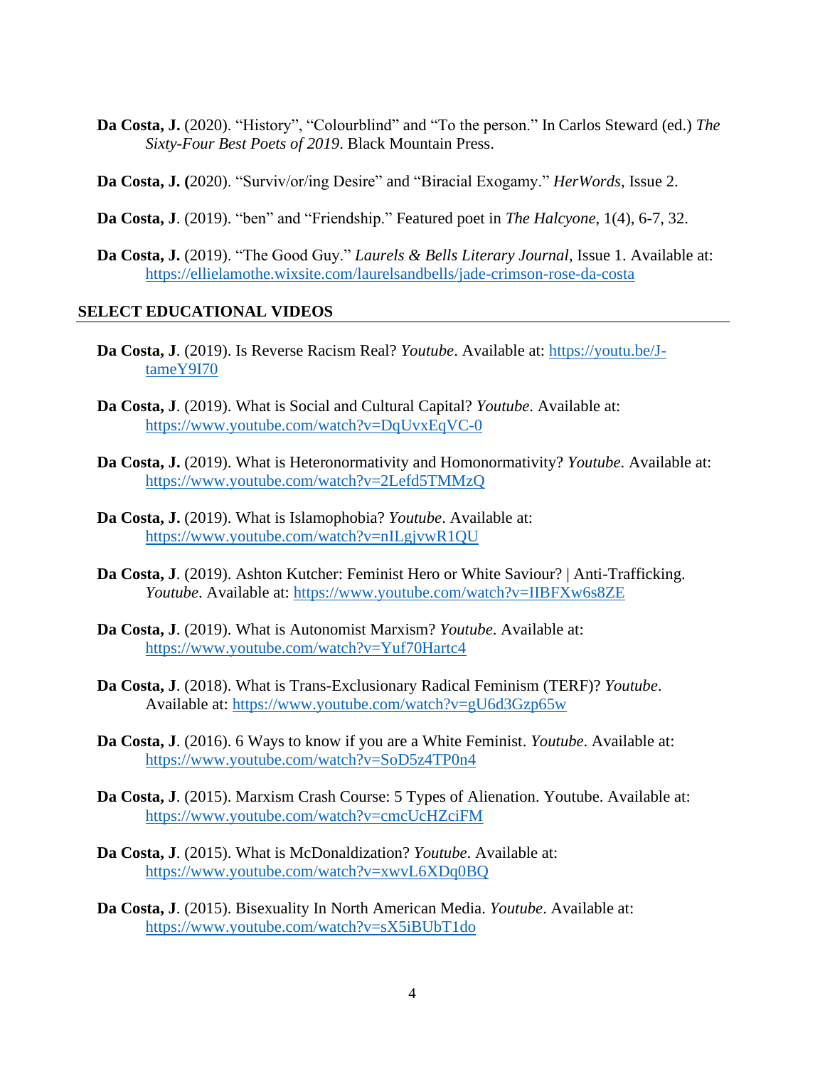**Da Costa, J.** (2020). "History", "Colourblind" and "To the person." In Carlos Steward (ed.) *The Sixty-Four Best Poets of 2019*. Black Mountain Press.

**Da Costa, J. (**2020). "Surviv/or/ing Desire" and "Biracial Exogamy." *HerWords*, Issue 2.

**Da Costa, J**. (2019). "ben" and "Friendship." Featured poet in *The Halcyone*, 1(4), 6-7, 32.

**Da Costa, J.** (2019). "The Good Guy." *Laurels & Bells Literary Journal*, Issue 1. Available at: https://ellielamothe.wixsite.com/laurelsandbells/jade-crimson-rose-da-costa

## SELECT EDUCATIONAL VIDEOS

**Da Costa, J**. (2019). Is Reverse Racism Real? *Youtube*. Available at: https://youtu.be/J-tameY9I70

**Da Costa, J**. (2019). What is Social and Cultural Capital? *Youtube*. Available at: https://www.youtube.com/watch?v=DqUvxEqVC-0

**Da Costa, J.** (2019). What is Heteronormativity and Homonormativity? *Youtube*. Available at: https://www.youtube.com/watch?v=2Lefd5TMMzQ

**Da Costa, J.** (2019). What is Islamophobia? *Youtube*. Available at: https://www.youtube.com/watch?v=nILgjvwR1QU

**Da Costa, J**. (2019). Ashton Kutcher: Feminist Hero or White Saviour? | Anti-Trafficking. *Youtube*. Available at: https://www.youtube.com/watch?v=IIBFXw6s8ZE

**Da Costa, J**. (2019). What is Autonomist Marxism? *Youtube*. Available at: https://www.youtube.com/watch?v=Yuf70Hartc4

**Da Costa, J**. (2018). What is Trans-Exclusionary Radical Feminism (TERF)? *Youtube*. Available at: https://www.youtube.com/watch?v=gU6d3Gzp65w

**Da Costa, J**. (2016). 6 Ways to know if you are a White Feminist. *Youtube*. Available at: https://www.youtube.com/watch?v=SoD5z4TP0n4

**Da Costa, J**. (2015). Marxism Crash Course: 5 Types of Alienation. Youtube. Available at: https://www.youtube.com/watch?v=cmcUcHZciFM

**Da Costa, J**. (2015). What is McDonaldization? *Youtube*. Available at: https://www.youtube.com/watch?v=xwvL6XDq0BQ

**Da Costa, J**. (2015). Bisexuality In North American Media. *Youtube*. Available at: https://www.youtube.com/watch?v=sX5iBUbT1do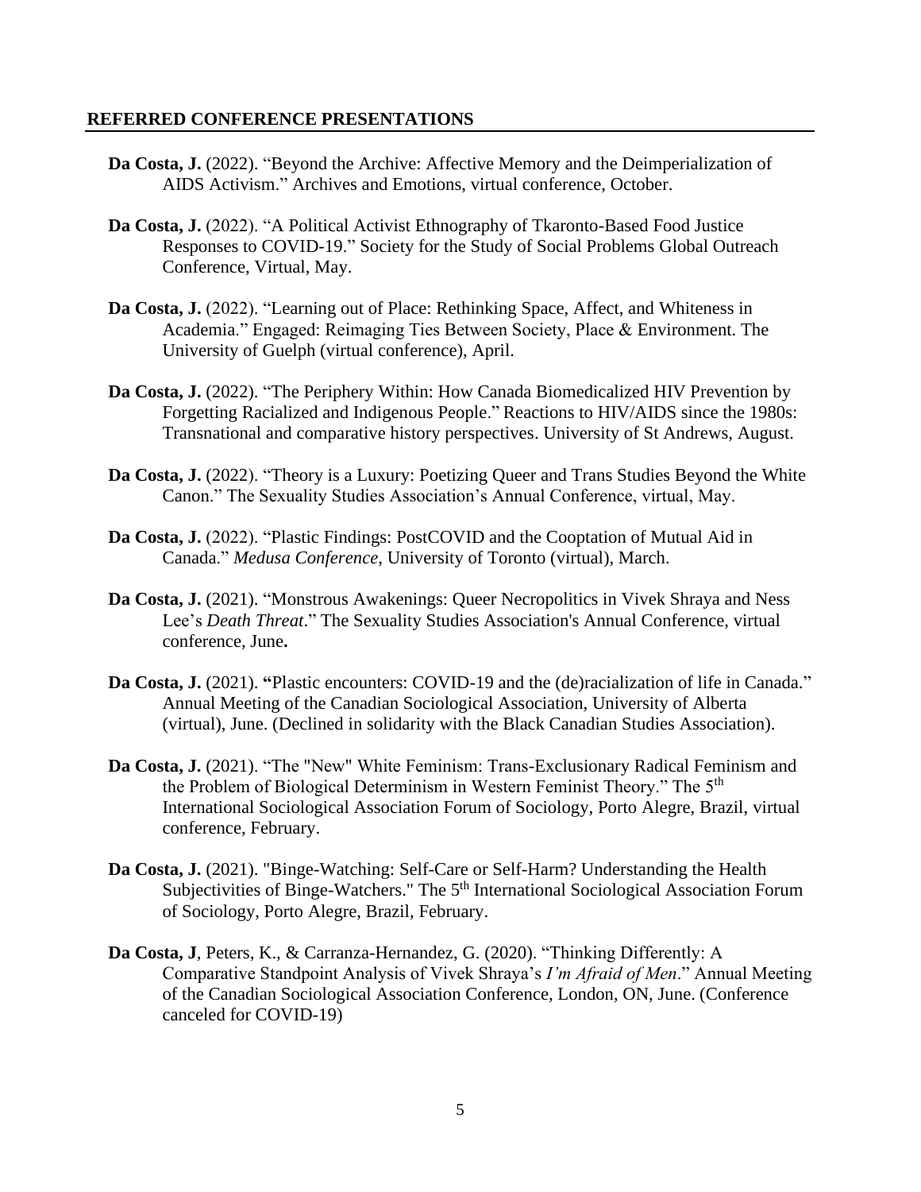## REFERRED CONFERENCE PRESENTATIONS

**Da Costa, J.** (2022). “Beyond the Archive: Affective Memory and the Deimperialization of AIDS Activism.” Archives and Emotions, virtual conference, October.

**Da Costa, J.** (2022). “A Political Activist Ethnography of Tkaronto-Based Food Justice Responses to COVID-19.” Society for the Study of Social Problems Global Outreach Conference, Virtual, May.

**Da Costa, J.** (2022). “Learning out of Place: Rethinking Space, Affect, and Whiteness in Academia.” Engaged: Reimaging Ties Between Society, Place & Environment. The University of Guelph (virtual conference), April.

**Da Costa, J.** (2022). “The Periphery Within: How Canada Biomedicalized HIV Prevention by Forgetting Racialized and Indigenous People.” Reactions to HIV/AIDS since the 1980s: Transnational and comparative history perspectives. University of St Andrews, August.

**Da Costa, J.** (2022). “Theory is a Luxury: Poetizing Queer and Trans Studies Beyond the White Canon.” The Sexuality Studies Association’s Annual Conference, virtual, May.

**Da Costa, J.** (2022). “Plastic Findings: PostCOVID and the Cooptation of Mutual Aid in Canada.” *Medusa Conference*, University of Toronto (virtual), March.

**Da Costa, J.** (2021). “Monstrous Awakenings: Queer Necropolitics in Vivek Shraya and Ness Lee’s *Death Threat*.” The Sexuality Studies Association's Annual Conference, virtual conference, June**.**

**Da Costa, J.** (2021). **“**Plastic encounters: COVID-19 and the (de)racialization of life in Canada.” Annual Meeting of the Canadian Sociological Association, University of Alberta (virtual), June. (Declined in solidarity with the Black Canadian Studies Association).

**Da Costa, J.** (2021). “The "New" White Feminism: Trans-Exclusionary Radical Feminism and the Problem of Biological Determinism in Western Feminist Theory.” The 5th International Sociological Association Forum of Sociology, Porto Alegre, Brazil, virtual conference, February.

**Da Costa, J.** (2021). "Binge-Watching: Self-Care or Self-Harm? Understanding the Health Subjectivities of Binge-Watchers." The 5th International Sociological Association Forum of Sociology, Porto Alegre, Brazil, February.

**Da Costa, J**, Peters, K., & Carranza-Hernandez, G. (2020). “Thinking Differently: A Comparative Standpoint Analysis of Vivek Shraya’s *I’m Afraid of Men*.” Annual Meeting of the Canadian Sociological Association Conference, London, ON, June. (Conference canceled for COVID-19)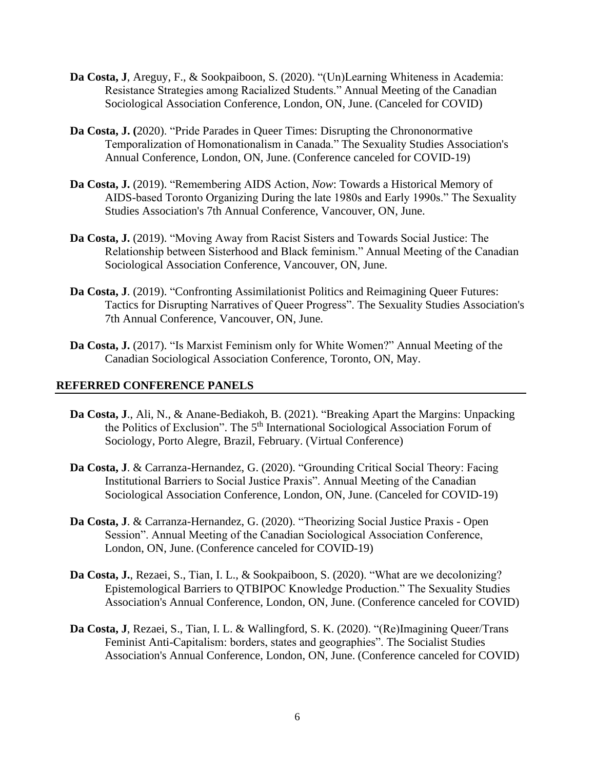**Da Costa, J**, Areguy, F., & Sookpaiboon, S. (2020). "(Un)Learning Whiteness in Academia: Resistance Strategies among Racialized Students." Annual Meeting of the Canadian Sociological Association Conference, London, ON, June. (Canceled for COVID)

**Da Costa, J. (**2020). "Pride Parades in Queer Times: Disrupting the Chrononormative Temporalization of Homonationalism in Canada." The Sexuality Studies Association's Annual Conference, London, ON, June. (Conference canceled for COVID-19)

**Da Costa, J.** (2019). "Remembering AIDS Action, *Now*: Towards a Historical Memory of AIDS-based Toronto Organizing During the late 1980s and Early 1990s." The Sexuality Studies Association's 7th Annual Conference, Vancouver, ON, June.

**Da Costa, J.** (2019). "Moving Away from Racist Sisters and Towards Social Justice: The Relationship between Sisterhood and Black feminism." Annual Meeting of the Canadian Sociological Association Conference, Vancouver, ON, June.

**Da Costa, J**. (2019). "Confronting Assimilationist Politics and Reimagining Queer Futures: Tactics for Disrupting Narratives of Queer Progress". The Sexuality Studies Association's 7th Annual Conference, Vancouver, ON, June.

**Da Costa, J.** (2017). "Is Marxist Feminism only for White Women?" Annual Meeting of the Canadian Sociological Association Conference, Toronto, ON, May.

## REFERRED CONFERENCE PANELS

**Da Costa, J**., Ali, N., & Anane-Bediakoh, B. (2021). "Breaking Apart the Margins: Unpacking the Politics of Exclusion". The 5th International Sociological Association Forum of Sociology, Porto Alegre, Brazil, February. (Virtual Conference)

**Da Costa, J**. & Carranza-Hernandez, G. (2020). "Grounding Critical Social Theory: Facing Institutional Barriers to Social Justice Praxis". Annual Meeting of the Canadian Sociological Association Conference, London, ON, June. (Canceled for COVID-19)

**Da Costa, J**. & Carranza-Hernandez, G. (2020). "Theorizing Social Justice Praxis - Open Session". Annual Meeting of the Canadian Sociological Association Conference, London, ON, June. (Conference canceled for COVID-19)

**Da Costa, J.**, Rezaei, S., Tian, I. L., & Sookpaiboon, S. (2020). "What are we decolonizing? Epistemological Barriers to QTBIPOC Knowledge Production." The Sexuality Studies Association's Annual Conference, London, ON, June. (Conference canceled for COVID)

**Da Costa, J**, Rezaei, S., Tian, I. L. & Wallingford, S. K. (2020). "(Re)Imagining Queer/Trans Feminist Anti-Capitalism: borders, states and geographies". The Socialist Studies Association's Annual Conference, London, ON, June. (Conference canceled for COVID)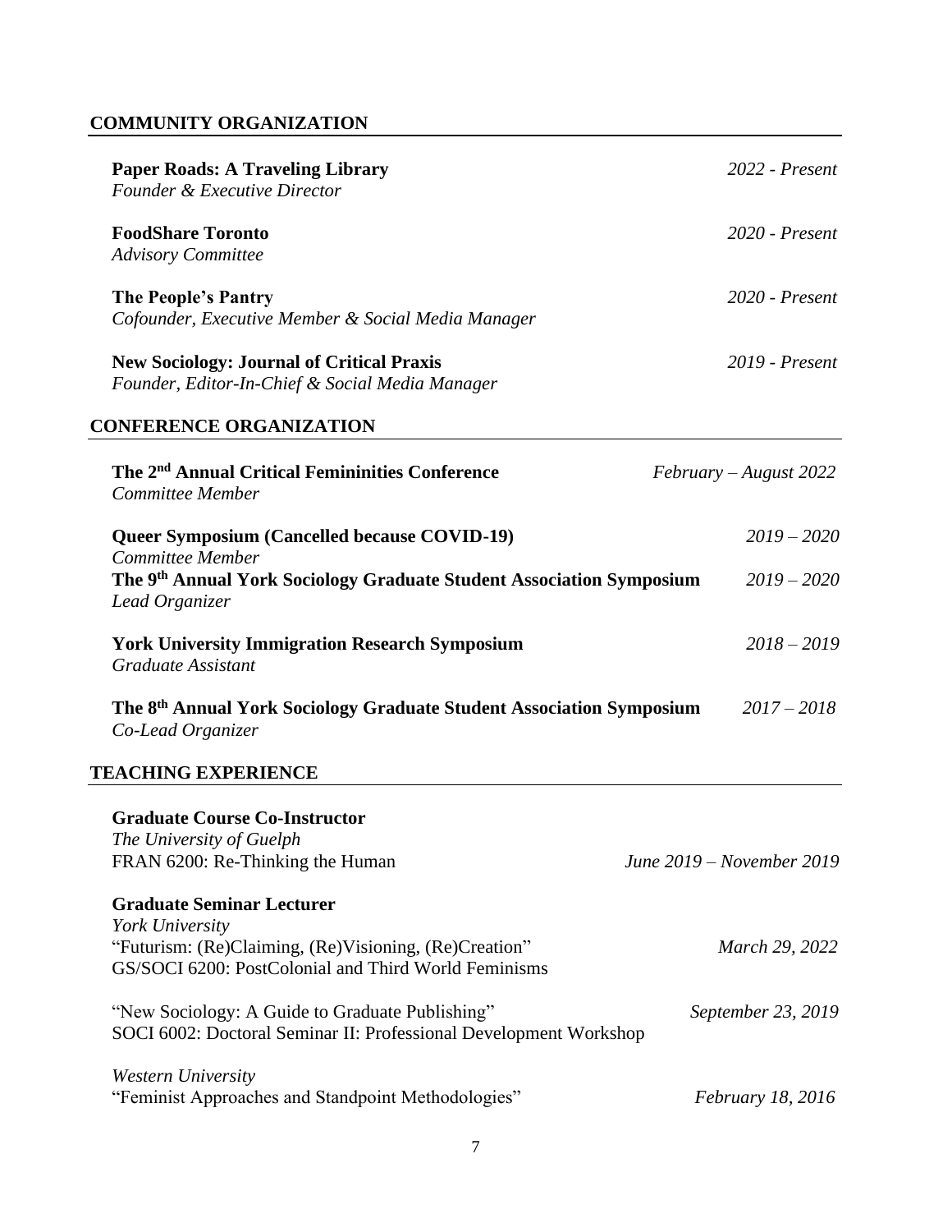## COMMUNITY ORGANIZATION

**Paper Roads: A Traveling Library** — *2022 - Present*
*Founder & Executive Director*

**FoodShare Toronto** — *2020 - Present*
*Advisory Committee*

**The People's Pantry** — *2020 - Present*
*Cofounder, Executive Member & Social Media Manager*

**New Sociology: Journal of Critical Praxis** — *2019 - Present*
*Founder, Editor-In-Chief & Social Media Manager*

## CONFERENCE ORGANIZATION

**The 2nd Annual Critical Femininities Conference** — *February – August 2022*
*Committee Member*

**Queer Symposium (Cancelled because COVID-19)** — *2019 – 2020*
*Committee Member*

**The 9th Annual York Sociology Graduate Student Association Symposium** — *2019 – 2020*
*Lead Organizer*

**York University Immigration Research Symposium** — *2018 – 2019*
*Graduate Assistant*

**The 8th Annual York Sociology Graduate Student Association Symposium** — *2017 – 2018*
*Co-Lead Organizer*

## TEACHING EXPERIENCE

**Graduate Course Co-Instructor**
*The University of Guelph*
FRAN 6200: Re-Thinking the Human — *June 2019 – November 2019*

**Graduate Seminar Lecturer**
*York University*
"Futurism: (Re)Claiming, (Re)Visioning, (Re)Creation" — *March 29, 2022*
GS/SOCI 6200: PostColonial and Third World Feminisms

"New Sociology: A Guide to Graduate Publishing" — *September 23, 2019*
SOCI 6002: Doctoral Seminar II: Professional Development Workshop

*Western University*
"Feminist Approaches and Standpoint Methodologies" — *February 18, 2016*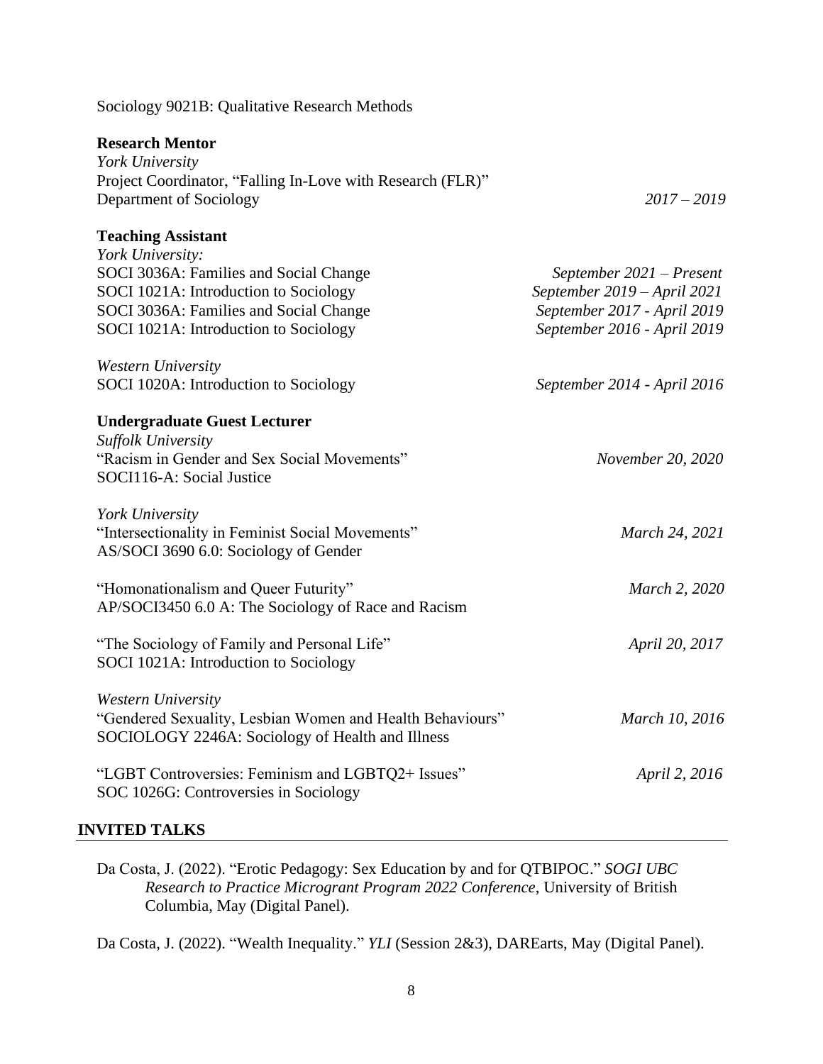Sociology 9021B: Qualitative Research Methods

**Research Mentor**
*York University*
Project Coordinator, "Falling In-Love with Research (FLR)"
Department of Sociology *2017 – 2019*

**Teaching Assistant**
*York University:*
SOCI 3036A: Families and Social Change *September 2021 – Present*
SOCI 1021A: Introduction to Sociology *September 2019 – April 2021*
SOCI 3036A: Families and Social Change *September 2017 - April 2019*
SOCI 1021A: Introduction to Sociology *September 2016 - April 2019*

*Western University*
SOCI 1020A: Introduction to Sociology *September 2014 - April 2016*

**Undergraduate Guest Lecturer**
*Suffolk University*
"Racism in Gender and Sex Social Movements" *November 20, 2020*
SOCI116-A: Social Justice

*York University*
"Intersectionality in Feminist Social Movements" *March 24, 2021*
AS/SOCI 3690 6.0: Sociology of Gender

"Homonationalism and Queer Futurity" *March 2, 2020*
AP/SOCI3450 6.0 A: The Sociology of Race and Racism

"The Sociology of Family and Personal Life" *April 20, 2017*
SOCI 1021A: Introduction to Sociology

*Western University*
"Gendered Sexuality, Lesbian Women and Health Behaviours" *March 10, 2016*
SOCIOLOGY 2246A: Sociology of Health and Illness

"LGBT Controversies: Feminism and LGBTQ2+ Issues" *April 2, 2016*
SOC 1026G: Controversies in Sociology

## INVITED TALKS

Da Costa, J. (2022). "Erotic Pedagogy: Sex Education by and for QTBIPOC." *SOGI UBC Research to Practice Microgrant Program 2022 Conference*, University of British Columbia, May (Digital Panel).

Da Costa, J. (2022). "Wealth Inequality." *YLI* (Session 2&3), DAREarts, May (Digital Panel).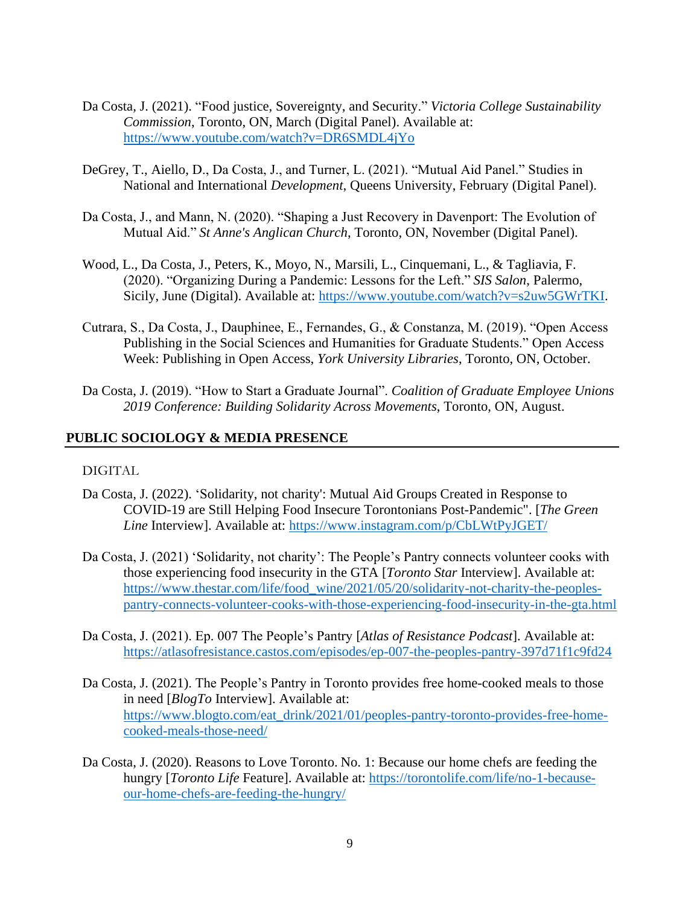Da Costa, J. (2021). "Food justice, Sovereignty, and Security." *Victoria College Sustainability Commission*, Toronto, ON, March (Digital Panel). Available at: https://www.youtube.com/watch?v=DR6SMDL4jYo

DeGrey, T., Aiello, D., Da Costa, J., and Turner, L. (2021). "Mutual Aid Panel." Studies in National and International *Development*, Queens University, February (Digital Panel).

Da Costa, J., and Mann, N. (2020). "Shaping a Just Recovery in Davenport: The Evolution of Mutual Aid." *St Anne's Anglican Church*, Toronto, ON, November (Digital Panel).

Wood, L., Da Costa, J., Peters, K., Moyo, N., Marsili, L., Cinquemani, L., & Tagliavia, F. (2020). "Organizing During a Pandemic: Lessons for the Left." *SIS Salon*, Palermo, Sicily, June (Digital). Available at: https://www.youtube.com/watch?v=s2uw5GWrTKI.

Cutrara, S., Da Costa, J., Dauphinee, E., Fernandes, G., & Constanza, M. (2019). "Open Access Publishing in the Social Sciences and Humanities for Graduate Students." Open Access Week: Publishing in Open Access, *York University Libraries*, Toronto, ON, October.

Da Costa, J. (2019). "How to Start a Graduate Journal". *Coalition of Graduate Employee Unions 2019 Conference: Building Solidarity Across Movements*, Toronto, ON, August.

## PUBLIC SOCIOLOGY & MEDIA PRESENCE

DIGITAL

Da Costa, J. (2022). 'Solidarity, not charity': Mutual Aid Groups Created in Response to COVID-19 are Still Helping Food Insecure Torontonians Post-Pandemic". [*The Green Line* Interview]. Available at: https://www.instagram.com/p/CbLWtPyJGET/

Da Costa, J. (2021) 'Solidarity, not charity': The People's Pantry connects volunteer cooks with those experiencing food insecurity in the GTA [*Toronto Star* Interview]. Available at: https://www.thestar.com/life/food_wine/2021/05/20/solidarity-not-charity-the-peoples-pantry-connects-volunteer-cooks-with-those-experiencing-food-insecurity-in-the-gta.html

Da Costa, J. (2021). Ep. 007 The People's Pantry [*Atlas of Resistance Podcast*]. Available at: https://atlasofresistance.castos.com/episodes/ep-007-the-peoples-pantry-397d71f1c9fd24

Da Costa, J. (2021). The People's Pantry in Toronto provides free home-cooked meals to those in need [*BlogTo* Interview]. Available at: https://www.blogto.com/eat_drink/2021/01/peoples-pantry-toronto-provides-free-home-cooked-meals-those-need/

Da Costa, J. (2020). Reasons to Love Toronto. No. 1: Because our home chefs are feeding the hungry [*Toronto Life* Feature]. Available at: https://torontolife.com/life/no-1-because-our-home-chefs-are-feeding-the-hungry/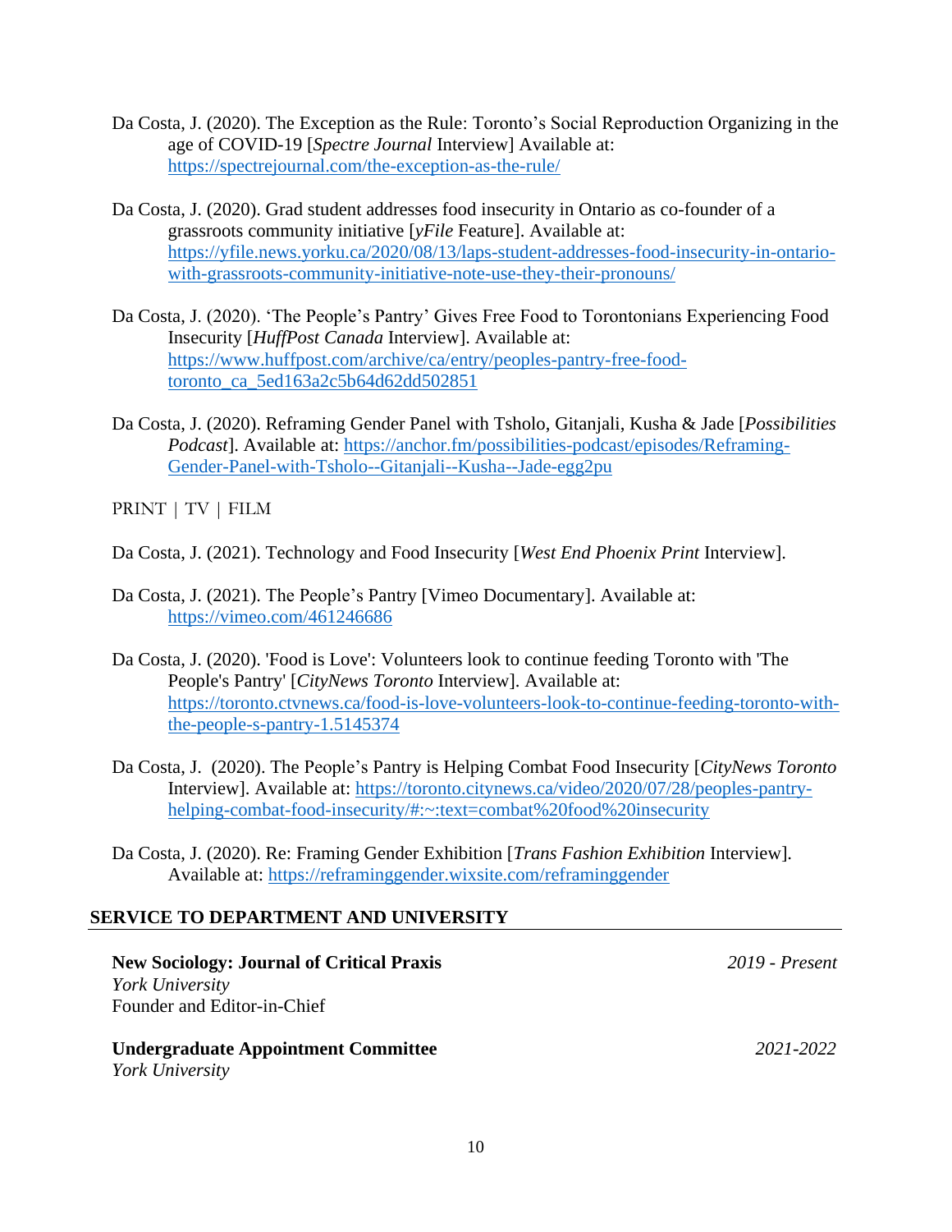Da Costa, J. (2020). The Exception as the Rule: Toronto's Social Reproduction Organizing in the age of COVID-19 [*Spectre Journal* Interview] Available at: https://spectrejournal.com/the-exception-as-the-rule/

Da Costa, J. (2020). Grad student addresses food insecurity in Ontario as co-founder of a grassroots community initiative [*yFile* Feature]. Available at: https://yfile.news.yorku.ca/2020/08/13/laps-student-addresses-food-insecurity-in-ontario-with-grassroots-community-initiative-note-use-they-their-pronouns/

Da Costa, J. (2020). 'The People's Pantry' Gives Free Food to Torontonians Experiencing Food Insecurity [*HuffPost Canada* Interview]. Available at: https://www.huffpost.com/archive/ca/entry/peoples-pantry-free-food-toronto_ca_5ed163a2c5b64d62dd502851

Da Costa, J. (2020). Reframing Gender Panel with Tsholo, Gitanjali, Kusha & Jade [*Possibilities Podcast*]. Available at: https://anchor.fm/possibilities-podcast/episodes/Reframing-Gender-Panel-with-Tsholo--Gitanjali--Kusha--Jade-egg2pu

PRINT | TV | FILM

Da Costa, J. (2021). Technology and Food Insecurity [*West End Phoenix Print* Interview].

Da Costa, J. (2021). The People's Pantry [Vimeo Documentary]. Available at: https://vimeo.com/461246686

Da Costa, J. (2020). 'Food is Love': Volunteers look to continue feeding Toronto with 'The People's Pantry' [*CityNews Toronto* Interview]. Available at: https://toronto.ctvnews.ca/food-is-love-volunteers-look-to-continue-feeding-toronto-with-the-people-s-pantry-1.5145374

Da Costa, J. (2020). The People's Pantry is Helping Combat Food Insecurity [*CityNews Toronto* Interview]. Available at: https://toronto.citynews.ca/video/2020/07/28/peoples-pantry-helping-combat-food-insecurity/#:~:text=combat%20food%20insecurity

Da Costa, J. (2020). Re: Framing Gender Exhibition [*Trans Fashion Exhibition* Interview]. Available at: https://reframinggender.wixsite.com/reframinggender

## SERVICE TO DEPARTMENT AND UNIVERSITY

**New Sociology: Journal of Critical Praxis** *2019 - Present*
*York University*
Founder and Editor-in-Chief

**Undergraduate Appointment Committee** *2021-2022*
*York University*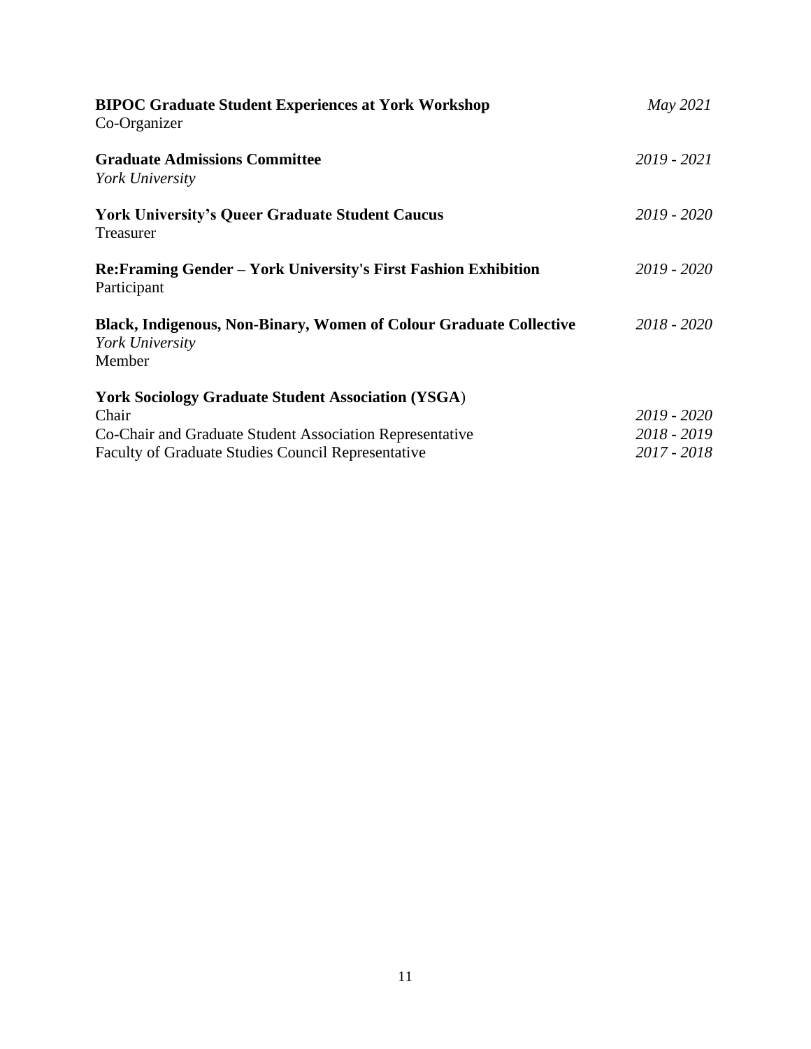**BIPOC Graduate Student Experiences at York Workshop** *May 2021*
Co-Organizer

**Graduate Admissions Committee** *2019 - 2021*
*York University*

**York University's Queer Graduate Student Caucus** *2019 - 2020*
Treasurer

**Re:Framing Gender – York University's First Fashion Exhibition** *2019 - 2020*
Participant

**Black, Indigenous, Non-Binary, Women of Colour Graduate Collective** *2018 - 2020*
*York University*
Member

**York Sociology Graduate Student Association (YSGA**)
Chair *2019 - 2020*
Co-Chair and Graduate Student Association Representative *2018 - 2019*
Faculty of Graduate Studies Council Representative *2017 - 2018*